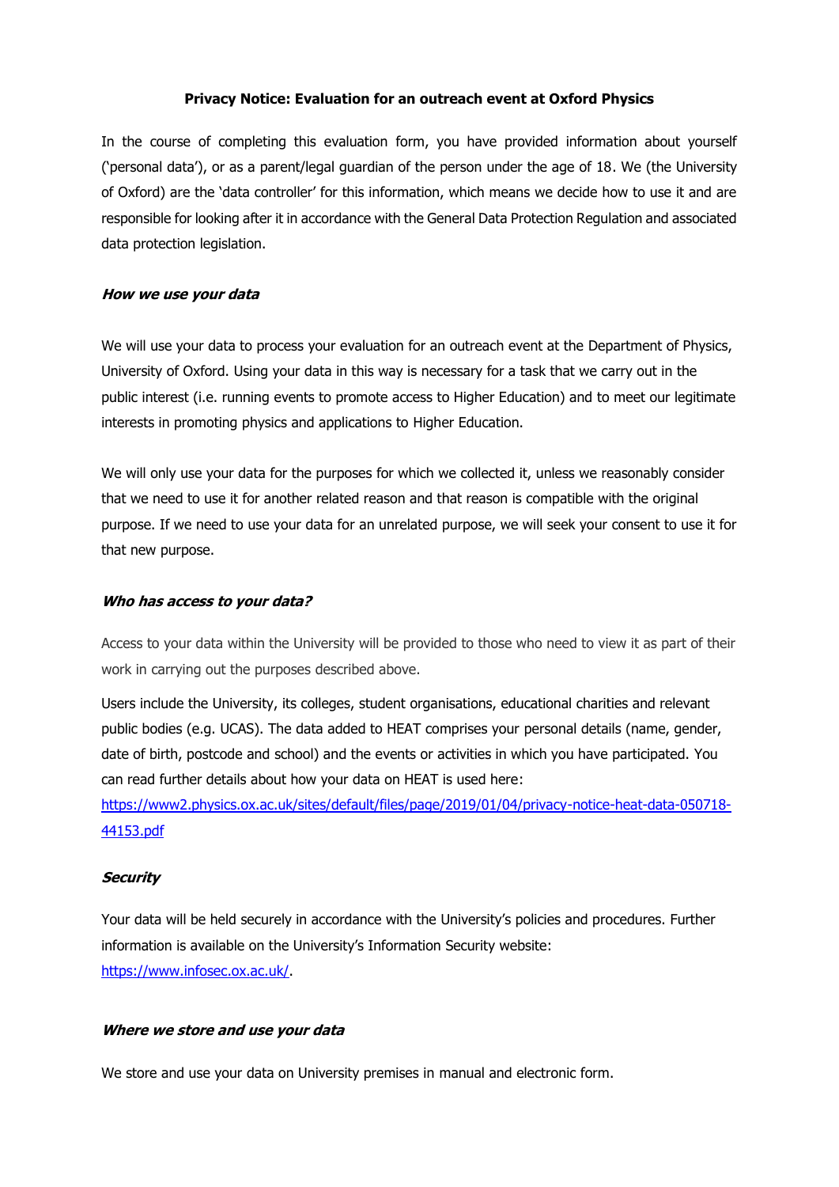**Privacy Notice: Evaluation for an outreach event at Oxford Physics**

In the course of completing this evaluation form, you have provided information about yourself ('personal data'), or as a parent/legal guardian of the person under the age of 18. We (the University of Oxford) are the 'data controller' for this information, which means we decide how to use it and are responsible for looking after it in accordance with the General Data Protection Regulation and associated data protection legislation.

***How we use your data***

We will use your data to process your evaluation for an outreach event at the Department of Physics, University of Oxford. Using your data in this way is necessary for a task that we carry out in the public interest (i.e. running events to promote access to Higher Education) and to meet our legitimate interests in promoting physics and applications to Higher Education.

We will only use your data for the purposes for which we collected it, unless we reasonably consider that we need to use it for another related reason and that reason is compatible with the original purpose. If we need to use your data for an unrelated purpose, we will seek your consent to use it for that new purpose.

***Who has access to your data?***

Access to your data within the University will be provided to those who need to view it as part of their work in carrying out the purposes described above.

Users include the University, its colleges, student organisations, educational charities and relevant public bodies (e.g. UCAS). The data added to HEAT comprises your personal details (name, gender, date of birth, postcode and school) and the events or activities in which you have participated. You can read further details about how your data on HEAT is used here:
[https://www2.physics.ox.ac.uk/sites/default/files/page/2019/01/04/privacy-notice-heat-data-050718-44153.pdf](https://www2.physics.ox.ac.uk/sites/default/files/page/2019/01/04/privacy-notice-heat-data-050718-44153.pdf)

***Security***

Your data will be held securely in accordance with the University's policies and procedures. Further information is available on the University's Information Security website:
[https://www.infosec.ox.ac.uk/](https://www.infosec.ox.ac.uk/).

***Where we store and use your data***

We store and use your data on University premises in manual and electronic form.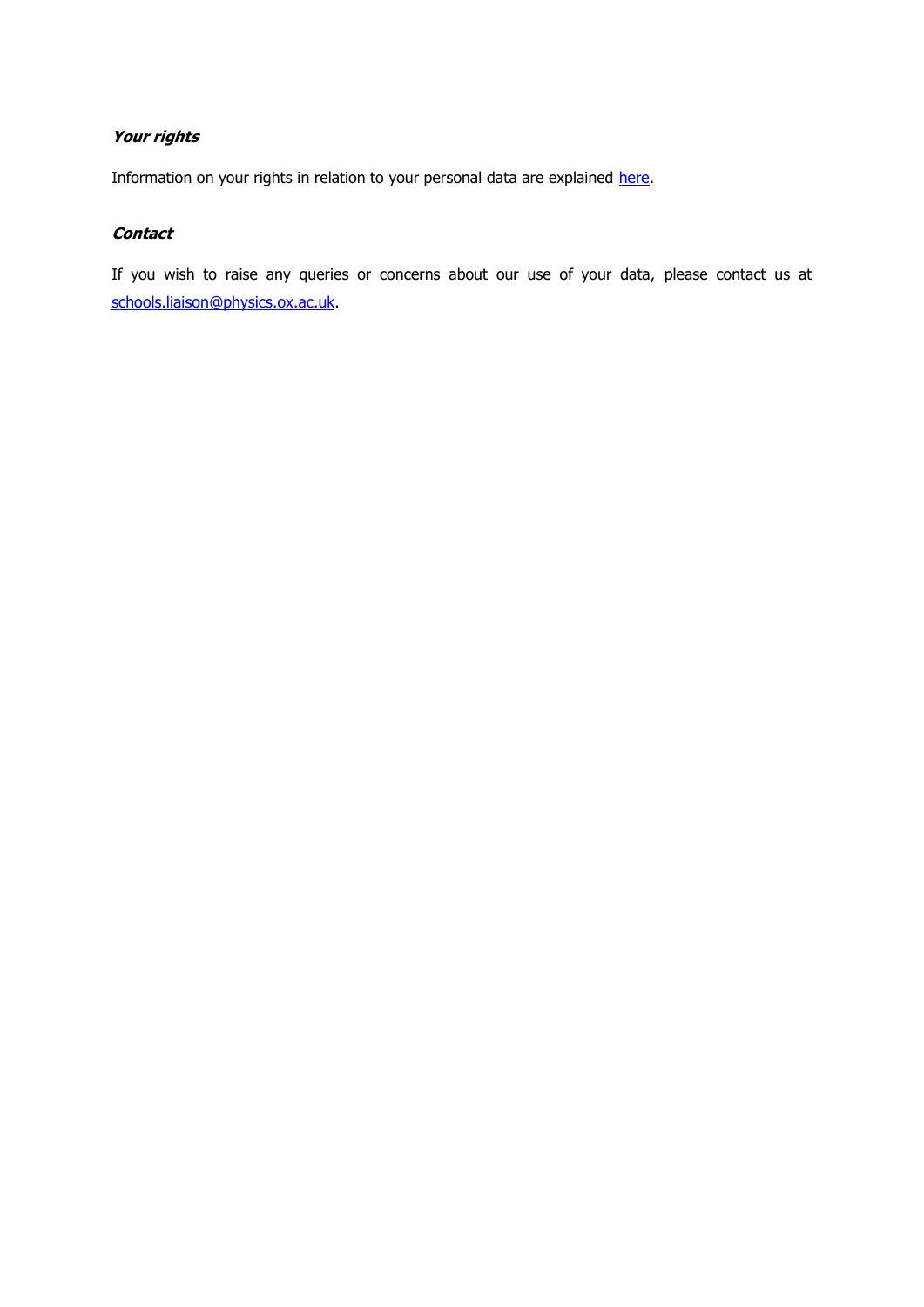***Your rights***

Information on your rights in relation to your personal data are explained here.

***Contact***

If you wish to raise any queries or concerns about our use of your data, please contact us at schools.liaison@physics.ox.ac.uk.